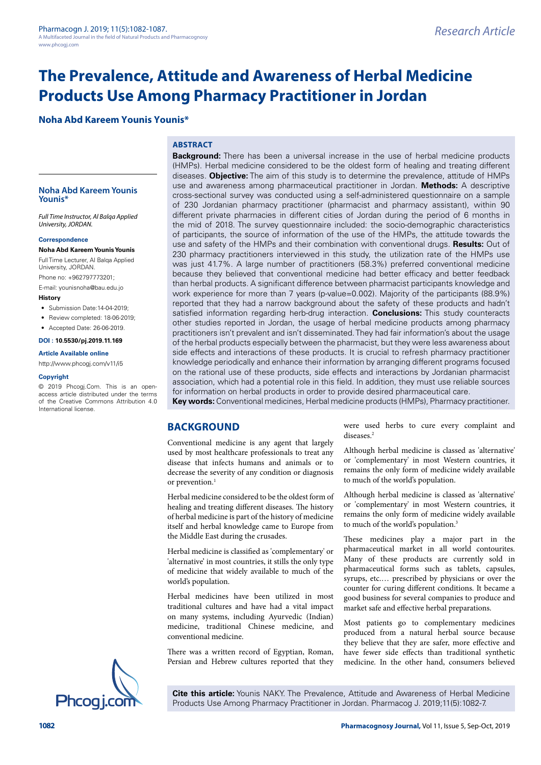Research Article

# The Prevalence, Attitude and Awareness of Herbal Medicine Products Use Among Pharmacy Practitioner in Jordan

**Noha Abd Kareem Younis Younis***

**Noha Abd Kareem Younis Younis***

*Full Time Instructor, Al Balqa Applied University, JORDAN.*

**Correspondence**

**Noha Abd Kareem Younis Younis**

Full Time Lecturer, Al Balqa Applied University, JORDAN.

Phone no: +962797773201;

E-mail: younisnoha@bau.edu.jo

**History**

- Submission Date:14-04-2019;
- Review completed: 18-06-2019;
- Accepted Date: 26-06-2019.

**DOI : 10.5530/pj.2019.11.169**

**Article Available online**

http://www.phcogj.com/v11/i5

**Copyright**

© 2019 Phcogj.Com. This is an open-access article distributed under the terms of the Creative Commons Attribution 4.0 International license.

## ABSTRACT

**Background:** There has been a universal increase in the use of herbal medicine products (HMPs). Herbal medicine considered to be the oldest form of healing and treating different diseases. **Objective:** The aim of this study is to determine the prevalence, attitude of HMPs use and awareness among pharmaceutical practitioner in Jordan. **Methods:** A descriptive cross-sectional survey was conducted using a self-administered questionnaire on a sample of 230 Jordanian pharmacy practitioner (pharmacist and pharmacy assistant), within 90 different private pharmacies in different cities of Jordan during the period of 6 months in the mid of 2018. The survey questionnaire included: the socio-demographic characteristics of participants, the source of information of the use of the HMPs, the attitude towards the use and safety of the HMPs and their combination with conventional drugs. **Results:** Out of 230 pharmacy practitioners interviewed in this study, the utilization rate of the HMPs use was just 41.7%. A large number of practitioners (58.3%) preferred conventional medicine because they believed that conventional medicine had better efficacy and better feedback than herbal products. A significant difference between pharmacist participants knowledge and work experience for more than 7 years (p-value=0.002). Majority of the participants (88.9%) reported that they had a narrow background about the safety of these products and hadn't satisfied information regarding herb-drug interaction. **Conclusions:** This study counteracts other studies reported in Jordan, the usage of herbal medicine products among pharmacy practitioners isn't prevalent and isn't disseminated. They had fair information's about the usage of the herbal products especially between the pharmacist, but they were less awareness about side effects and interactions of these products. It is crucial to refresh pharmacy practitioner knowledge periodically and enhance their information by arranging different programs focused on the rational use of these products, side effects and interactions by Jordanian pharmacist association, which had a potential role in this field. In addition, they must use reliable sources for information on herbal products in order to provide desired pharmaceutical care.

**Key words:** Conventional medicines, Herbal medicine products (HMPs), Pharmacy practitioner.

## BACKGROUND

Conventional medicine is any agent that largely used by most healthcare professionals to treat any disease that infects humans and animals or to decrease the severity of any condition or diagnosis or prevention.[1]

Herbal medicine considered to be the oldest form of healing and treating different diseases. The history of herbal medicine is part of the history of medicine itself and herbal knowledge came to Europe from the Middle East during the crusades.

Herbal medicine is classified as 'complementary' or 'alternative' in most countries, it stills the only type of medicine that widely available to much of the world's population.

Herbal medicines have been utilized in most traditional cultures and have had a vital impact on many systems, including Ayurvedic (Indian) medicine, traditional Chinese medicine, and conventional medicine.

There was a written record of Egyptian, Roman, Persian and Hebrew cultures reported that they were used herbs to cure every complaint and diseases.[2]

Although herbal medicine is classed as 'alternative' or 'complementary' in most Western countries, it remains the only form of medicine widely available to much of the world's population.

Although herbal medicine is classed as 'alternative' or 'complementary' in most Western countries, it remains the only form of medicine widely available to much of the world's population.[3]

These medicines play a major part in the pharmaceutical market in all world contourites. Many of these products are currently sold in pharmaceutical forms such as tablets, capsules, syrups, etc.… prescribed by physicians or over the counter for curing different conditions. It became a good business for several companies to produce and market safe and effective herbal preparations.

Most patients go to complementary medicines produced from a natural herbal source because they believe that they are safer, more effective and have fewer side effects than traditional synthetic medicine. In the other hand, consumers believed

**Cite this article:** Younis NAKY. The Prevalence, Attitude and Awareness of Herbal Medicine Products Use Among Pharmacy Practitioner in Jordan. Pharmacog J. 2019;11(5):1082-7.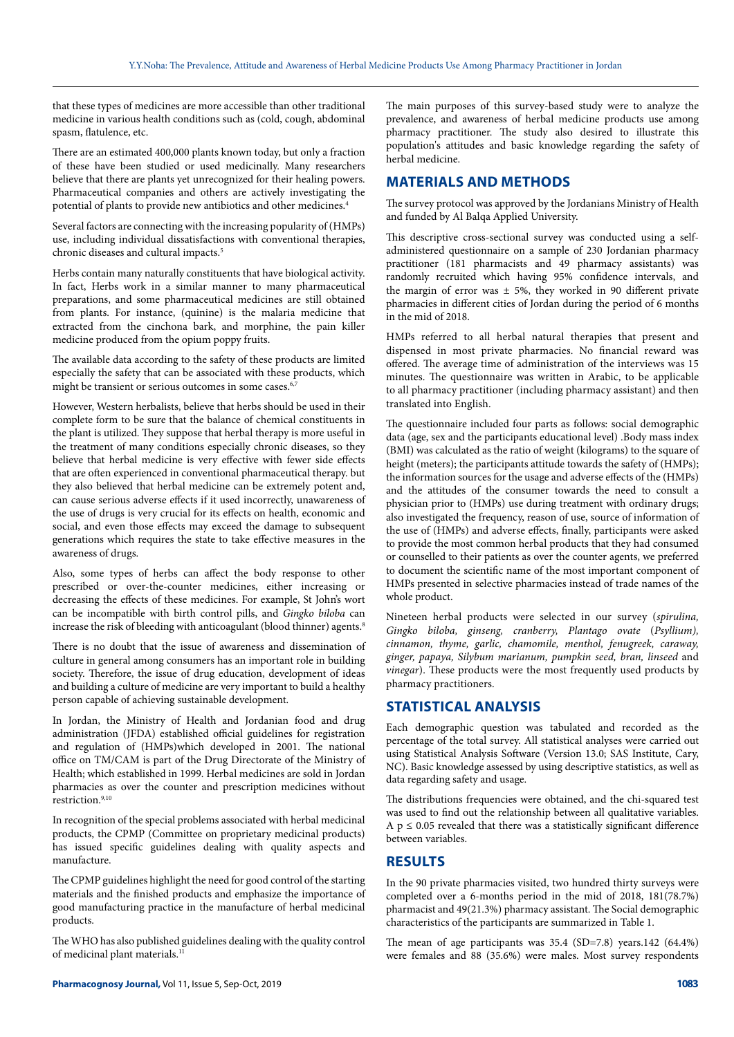that these types of medicines are more accessible than other traditional medicine in various health conditions such as (cold, cough, abdominal spasm, flatulence, etc.

There are an estimated 400,000 plants known today, but only a fraction of these have been studied or used medicinally. Many researchers believe that there are plants yet unrecognized for their healing powers. Pharmaceutical companies and others are actively investigating the potential of plants to provide new antibiotics and other medicines.[4]

Several factors are connecting with the increasing popularity of (HMPs) use, including individual dissatisfactions with conventional therapies, chronic diseases and cultural impacts.[5]

Herbs contain many naturally constituents that have biological activity. In fact, Herbs work in a similar manner to many pharmaceutical preparations, and some pharmaceutical medicines are still obtained from plants. For instance, (quinine) is the malaria medicine that extracted from the cinchona bark, and morphine, the pain killer medicine produced from the opium poppy fruits.

The available data according to the safety of these products are limited especially the safety that can be associated with these products, which might be transient or serious outcomes in some cases.[6,7]

However, Western herbalists, believe that herbs should be used in their complete form to be sure that the balance of chemical constituents in the plant is utilized. They suppose that herbal therapy is more useful in the treatment of many conditions especially chronic diseases, so they believe that herbal medicine is very effective with fewer side effects that are often experienced in conventional pharmaceutical therapy. but they also believed that herbal medicine can be extremely potent and, can cause serious adverse effects if it used incorrectly, unawareness of the use of drugs is very crucial for its effects on health, economic and social, and even those effects may exceed the damage to subsequent generations which requires the state to take effective measures in the awareness of drugs.

Also, some types of herbs can affect the body response to other prescribed or over-the-counter medicines, either increasing or decreasing the effects of these medicines. For example, St John's wort can be incompatible with birth control pills, and *Gingko biloba* can increase the risk of bleeding with anticoagulant (blood thinner) agents.[8]

There is no doubt that the issue of awareness and dissemination of culture in general among consumers has an important role in building society. Therefore, the issue of drug education, development of ideas and building a culture of medicine are very important to build a healthy person capable of achieving sustainable development.

In Jordan, the Ministry of Health and Jordanian food and drug administration (JFDA) established official guidelines for registration and regulation of (HMPs)which developed in 2001. The national office on TM/CAM is part of the Drug Directorate of the Ministry of Health; which established in 1999. Herbal medicines are sold in Jordan pharmacies as over the counter and prescription medicines without restriction.[9,10]

In recognition of the special problems associated with herbal medicinal products, the CPMP (Committee on proprietary medicinal products) has issued specific guidelines dealing with quality aspects and manufacture.

The CPMP guidelines highlight the need for good control of the starting materials and the finished products and emphasize the importance of good manufacturing practice in the manufacture of herbal medicinal products.

The WHO has also published guidelines dealing with the quality control of medicinal plant materials.[11]

The main purposes of this survey-based study were to analyze the prevalence, and awareness of herbal medicine products use among pharmacy practitioner. The study also desired to illustrate this population's attitudes and basic knowledge regarding the safety of herbal medicine.

## MATERIALS AND METHODS

The survey protocol was approved by the Jordanians Ministry of Health and funded by Al Balqa Applied University.

This descriptive cross-sectional survey was conducted using a self-administered questionnaire on a sample of 230 Jordanian pharmacy practitioner (181 pharmacists and 49 pharmacy assistants) was randomly recruited which having 95% confidence intervals, and the margin of error was ± 5%, they worked in 90 different private pharmacies in different cities of Jordan during the period of 6 months in the mid of 2018.

HMPs referred to all herbal natural therapies that present and dispensed in most private pharmacies. No financial reward was offered. The average time of administration of the interviews was 15 minutes. The questionnaire was written in Arabic, to be applicable to all pharmacy practitioner (including pharmacy assistant) and then translated into English.

The questionnaire included four parts as follows: social demographic data (age, sex and the participants educational level) .Body mass index (BMI) was calculated as the ratio of weight (kilograms) to the square of height (meters); the participants attitude towards the safety of (HMPs); the information sources for the usage and adverse effects of the (HMPs) and the attitudes of the consumer towards the need to consult a physician prior to (HMPs) use during treatment with ordinary drugs; also investigated the frequency, reason of use, source of information of the use of (HMPs) and adverse effects, finally, participants were asked to provide the most common herbal products that they had consumed or counselled to their patients as over the counter agents, we preferred to document the scientific name of the most important component of HMPs presented in selective pharmacies instead of trade names of the whole product.

Nineteen herbal products were selected in our survey (*spirulina, Gingko biloba, ginseng, cranberry, Plantago ovate* (*Psyllium*), *cinnamon, thyme, garlic, chamomile, menthol, fenugreek, caraway, ginger, papaya, Silybum marianum, pumpkin seed, bran, linseed* and *vinegar*). These products were the most frequently used products by pharmacy practitioners.

## STATISTICAL ANALYSIS

Each demographic question was tabulated and recorded as the percentage of the total survey. All statistical analyses were carried out using Statistical Analysis Software (Version 13.0; SAS Institute, Cary, NC). Basic knowledge assessed by using descriptive statistics, as well as data regarding safety and usage.

The distributions frequencies were obtained, and the chi-squared test was used to find out the relationship between all qualitative variables. A $p \leq 0.05$ revealed that there was a statistically significant difference between variables.

## RESULTS

In the 90 private pharmacies visited, two hundred thirty surveys were completed over a 6-months period in the mid of 2018, 181(78.7%) pharmacist and 49(21.3%) pharmacy assistant. The Social demographic characteristics of the participants are summarized in Table 1.

The mean of age participants was 35.4 (SD=7.8) years.142 (64.4%) were females and 88 (35.6%) were males. Most survey respondents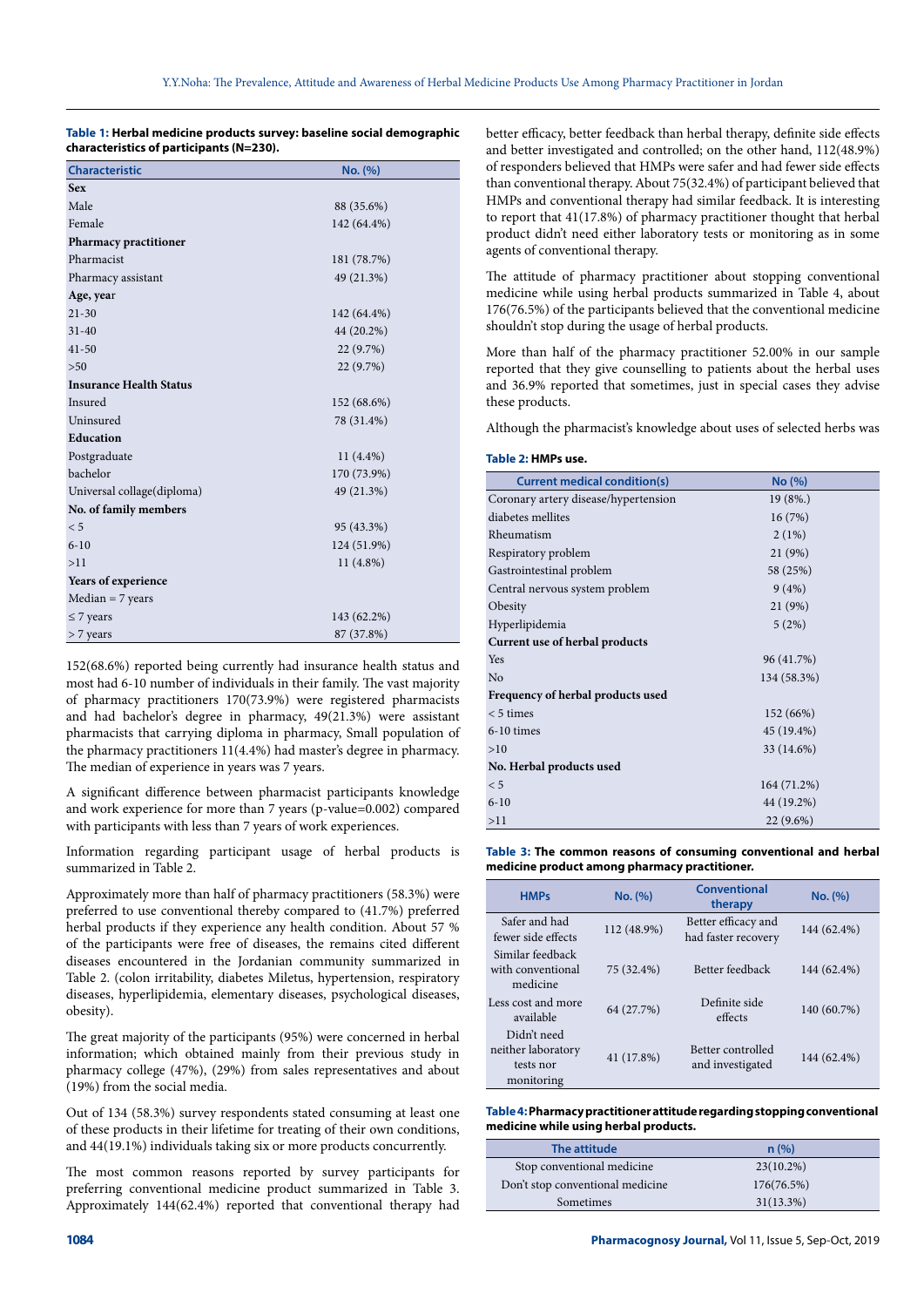**Table 1: Herbal medicine products survey: baseline social demographic characteristics of participants (N=230).**

| Characteristic | No. (%) |
|---|---|
| **Sex** | |
| Male | 88 (35.6%) |
| Female | 142 (64.4%) |
| **Pharmacy practitioner** | |
| Pharmacist | 181 (78.7%) |
| Pharmacy assistant | 49 (21.3%) |
| **Age, year** | |
| 21-30 | 142 (64.4%) |
| 31-40 | 44 (20.2%) |
| 41-50 | 22 (9.7%) |
| >50 | 22 (9.7%) |
| **Insurance Health Status** | |
| Insured | 152 (68.6%) |
| Uninsured | 78 (31.4%) |
| **Education** | |
| Postgraduate | 11 (4.4%) |
| bachelor | 170 (73.9%) |
| Universal collage(diploma) | 49 (21.3%) |
| **No. of family members** | |
| < 5 | 95 (43.3%) |
| 6-10 | 124 (51.9%) |
| >11 | 11 (4.8%) |
| **Years of experience** | |
| Median = 7 years | |
| ≤ 7 years | 143 (62.2%) |
| > 7 years | 87 (37.8%) |

152(68.6%) reported being currently had insurance health status and most had 6-10 number of individuals in their family. The vast majority of pharmacy practitioners 170(73.9%) were registered pharmacists and had bachelor's degree in pharmacy, 49(21.3%) were assistant pharmacists that carrying diploma in pharmacy, Small population of the pharmacy practitioners 11(4.4%) had master's degree in pharmacy. The median of experience in years was 7 years.

A significant difference between pharmacist participants knowledge and work experience for more than 7 years (p-value=0.002) compared with participants with less than 7 years of work experiences.

Information regarding participant usage of herbal products is summarized in Table 2.

Approximately more than half of pharmacy practitioners (58.3%) were preferred to use conventional thereby compared to (41.7%) preferred herbal products if they experience any health condition. About 57 % of the participants were free of diseases, the remains cited different diseases encountered in the Jordanian community summarized in Table 2. (colon irritability, diabetes Miletus, hypertension, respiratory diseases, hyperlipidemia, elementary diseases, psychological diseases, obesity).

The great majority of the participants (95%) were concerned in herbal information; which obtained mainly from their previous study in pharmacy college (47%), (29%) from sales representatives and about (19%) from the social media.

Out of 134 (58.3%) survey respondents stated consuming at least one of these products in their lifetime for treating of their own conditions, and 44(19.1%) individuals taking six or more products concurrently.

The most common reasons reported by survey participants for preferring conventional medicine product summarized in Table 3. Approximately 144(62.4%) reported that conventional therapy had better efficacy, better feedback than herbal therapy, definite side effects and better investigated and controlled; on the other hand, 112(48.9%) of responders believed that HMPs were safer and had fewer side effects than conventional therapy. About 75(32.4%) of participant believed that HMPs and conventional therapy had similar feedback. It is interesting to report that 41(17.8%) of pharmacy practitioner thought that herbal product didn't need either laboratory tests or monitoring as in some agents of conventional therapy.

The attitude of pharmacy practitioner about stopping conventional medicine while using herbal products summarized in Table 4, about 176(76.5%) of the participants believed that the conventional medicine shouldn't stop during the usage of herbal products.

More than half of the pharmacy practitioner 52.00% in our sample reported that they give counselling to patients about the herbal uses and 36.9% reported that sometimes, just in special cases they advise these products.

Although the pharmacist's knowledge about uses of selected herbs was

**Table 2: HMPs use.**

| Current medical condition(s) | No (%) |
|---|---|
| Coronary artery disease/hypertension | 19 (8%.) |
| diabetes mellites | 16 (7%) |
| Rheumatism | 2 (1%) |
| Respiratory problem | 21 (9%) |
| Gastrointestinal problem | 58 (25%) |
| Central nervous system problem | 9 (4%) |
| Obesity | 21 (9%) |
| Hyperlipidemia | 5 (2%) |
| **Current use of herbal products** | |
| Yes | 96 (41.7%) |
| No | 134 (58.3%) |
| **Frequency of herbal products used** | |
| < 5 times | 152 (66%) |
| 6-10 times | 45 (19.4%) |
| >10 | 33 (14.6%) |
| **No. Herbal products used** | |
| < 5 | 164 (71.2%) |
| 6-10 | 44 (19.2%) |
| >11 | 22 (9.6%) |

**Table 3: The common reasons of consuming conventional and herbal medicine product among pharmacy practitioner.**

| HMPs | No. (%) | Conventional therapy | No. (%) |
|---|---|---|---|
| Safer and had fewer side effects | 112 (48.9%) | Better efficacy and had faster recovery | 144 (62.4%) |
| Similar feedback with conventional medicine | 75 (32.4%) | Better feedback | 144 (62.4%) |
| Less cost and more available | 64 (27.7%) | Definite side effects | 140 (60.7%) |
| Didn't need neither laboratory tests nor monitoring | 41 (17.8%) | Better controlled and investigated | 144 (62.4%) |

**Table 4: Pharmacy practitioner attitude regarding stopping conventional medicine while using herbal products.**

| The attitude | n (%) |
|---|---|
| Stop conventional medicine | 23(10.2%) |
| Don't stop conventional medicine | 176(76.5%) |
| Sometimes | 31(13.3%) |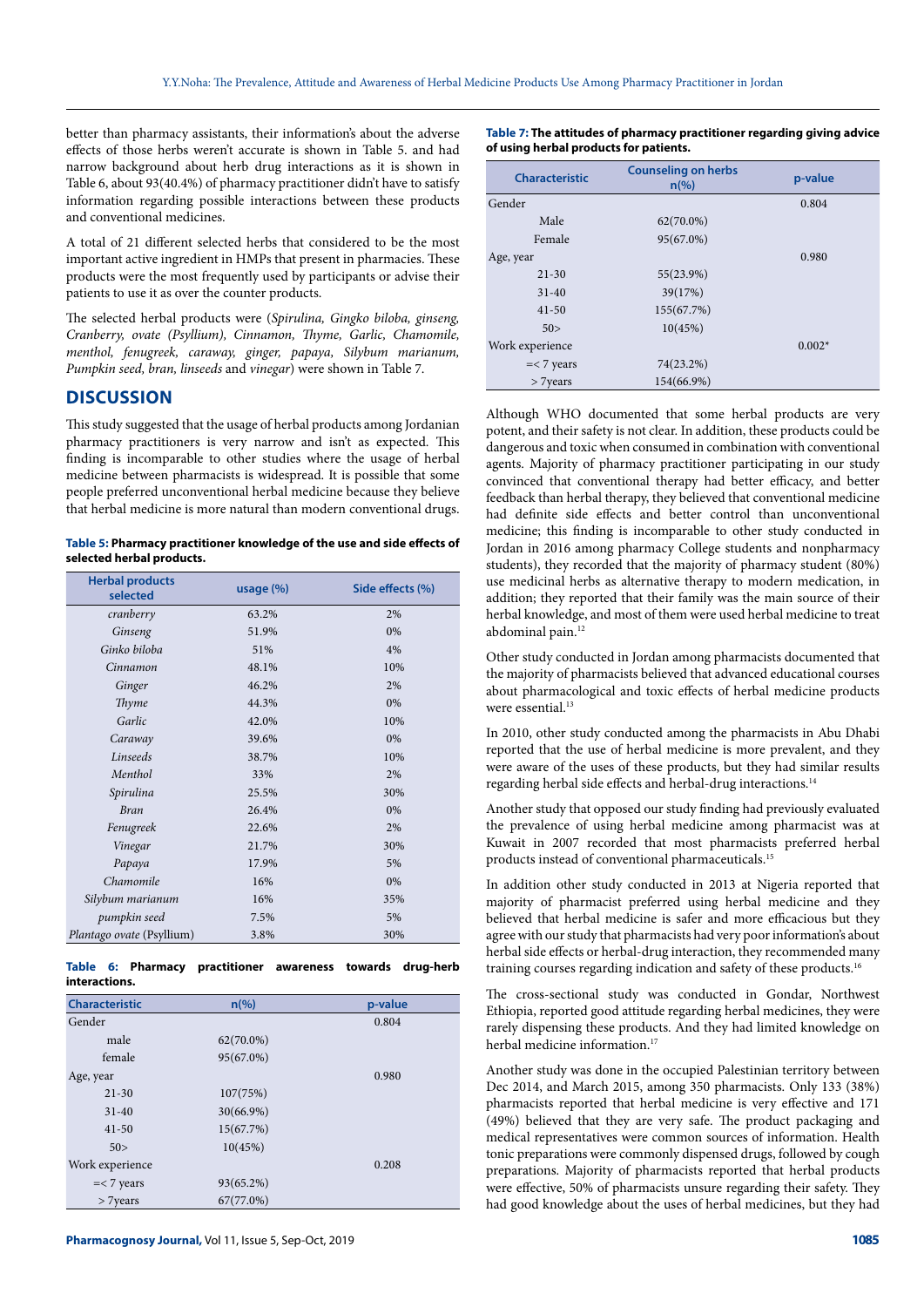better than pharmacy assistants, their information's about the adverse effects of those herbs weren't accurate is shown in Table 5. and had narrow background about herb drug interactions as it is shown in Table 6, about 93(40.4%) of pharmacy practitioner didn't have to satisfy information regarding possible interactions between these products and conventional medicines.

A total of 21 different selected herbs that considered to be the most important active ingredient in HMPs that present in pharmacies. These products were the most frequently used by participants or advise their patients to use it as over the counter products.

The selected herbal products were (*Spirulina, Gingko biloba, ginseng, Cranberry, ovate (Psyllium), Cinnamon, Thyme, Garlic, Chamomile, menthol, fenugreek, caraway, ginger, papaya, Silybum marianum, Pumpkin seed, bran, linseeds* and *vinegar*) were shown in Table 7.

## DISCUSSION

This study suggested that the usage of herbal products among Jordanian pharmacy practitioners is very narrow and isn't as expected. This finding is incomparable to other studies where the usage of herbal medicine between pharmacists is widespread. It is possible that some people preferred unconventional herbal medicine because they believe that herbal medicine is more natural than modern conventional drugs.

**Table 5: Pharmacy practitioner knowledge of the use and side effects of selected herbal products.**

| Herbal products selected | usage (%) | Side effects (%) |
|---|---|---|
| *cranberry* | 63.2% | 2% |
| *Ginseng* | 51.9% | 0% |
| *Ginko biloba* | 51% | 4% |
| *Cinnamon* | 48.1% | 10% |
| *Ginger* | 46.2% | 2% |
| *Thyme* | 44.3% | 0% |
| *Garlic* | 42.0% | 10% |
| *Caraway* | 39.6% | 0% |
| *Linseeds* | 38.7% | 10% |
| *Menthol* | 33% | 2% |
| *Spirulina* | 25.5% | 30% |
| *Bran* | 26.4% | 0% |
| *Fenugreek* | 22.6% | 2% |
| *Vinegar* | 21.7% | 30% |
| *Papaya* | 17.9% | 5% |
| *Chamomile* | 16% | 0% |
| *Silybum marianum* | 16% | 35% |
| *pumpkin seed* | 7.5% | 5% |
| *Plantago ovate* (Psyllium) | 3.8% | 30% |

**Table 6: Pharmacy practitioner awareness towards drug-herb interactions.**

| Characteristic | n(%) | p-value |
|---|---|---|
| Gender | | 0.804 |
| male | 62(70.0%) | |
| female | 95(67.0%) | |
| Age, year | | 0.980 |
| 21-30 | 107(75%) | |
| 31-40 | 30(66.9%) | |
| 41-50 | 15(67.7%) | |
| 50> | 10(45%) | |
| Work experience | | 0.208 |
| =< 7 years | 93(65.2%) | |
| > 7years | 67(77.0%) | |

**Table 7: The attitudes of pharmacy practitioner regarding giving advice of using herbal products for patients.**

| Characteristic | Counseling on herbs n(%) | p-value |
|---|---|---|
| Gender | | 0.804 |
| Male | 62(70.0%) | |
| Female | 95(67.0%) | |
| Age, year | | 0.980 |
| 21-30 | 55(23.9%) | |
| 31-40 | 39(17%) | |
| 41-50 | 155(67.7%) | |
| 50> | 10(45%) | |
| Work experience | | 0.002* |
| =< 7 years | 74(23.2%) | |
| > 7years | 154(66.9%) | |

Although WHO documented that some herbal products are very potent, and their safety is not clear. In addition, these products could be dangerous and toxic when consumed in combination with conventional agents. Majority of pharmacy practitioner participating in our study convinced that conventional therapy had better efficacy, and better feedback than herbal therapy, they believed that conventional medicine had definite side effects and better control than unconventional medicine; this finding is incomparable to other study conducted in Jordan in 2016 among pharmacy College students and nonpharmacy students), they recorded that the majority of pharmacy student (80%) use medicinal herbs as alternative therapy to modern medication, in addition; they reported that their family was the main source of their herbal knowledge, and most of them were used herbal medicine to treat abdominal pain.[12]

Other study conducted in Jordan among pharmacists documented that the majority of pharmacists believed that advanced educational courses about pharmacological and toxic effects of herbal medicine products were essential.[13]

In 2010, other study conducted among the pharmacists in Abu Dhabi reported that the use of herbal medicine is more prevalent, and they were aware of the uses of these products, but they had similar results regarding herbal side effects and herbal-drug interactions.[14]

Another study that opposed our study finding had previously evaluated the prevalence of using herbal medicine among pharmacist was at Kuwait in 2007 recorded that most pharmacists preferred herbal products instead of conventional pharmaceuticals.[15]

In addition other study conducted in 2013 at Nigeria reported that majority of pharmacist preferred using herbal medicine and they believed that herbal medicine is safer and more efficacious but they agree with our study that pharmacists had very poor information's about herbal side effects or herbal-drug interaction, they recommended many training courses regarding indication and safety of these products.[16]

The cross-sectional study was conducted in Gondar, Northwest Ethiopia, reported good attitude regarding herbal medicines, they were rarely dispensing these products. And they had limited knowledge on herbal medicine information.[17]

Another study was done in the occupied Palestinian territory between Dec 2014, and March 2015, among 350 pharmacists. Only 133 (38%) pharmacists reported that herbal medicine is very effective and 171 (49%) believed that they are very safe. The product packaging and medical representatives were common sources of information. Health tonic preparations were commonly dispensed drugs, followed by cough preparations. Majority of pharmacists reported that herbal products were effective, 50% of pharmacists unsure regarding their safety. They had good knowledge about the uses of herbal medicines, but they had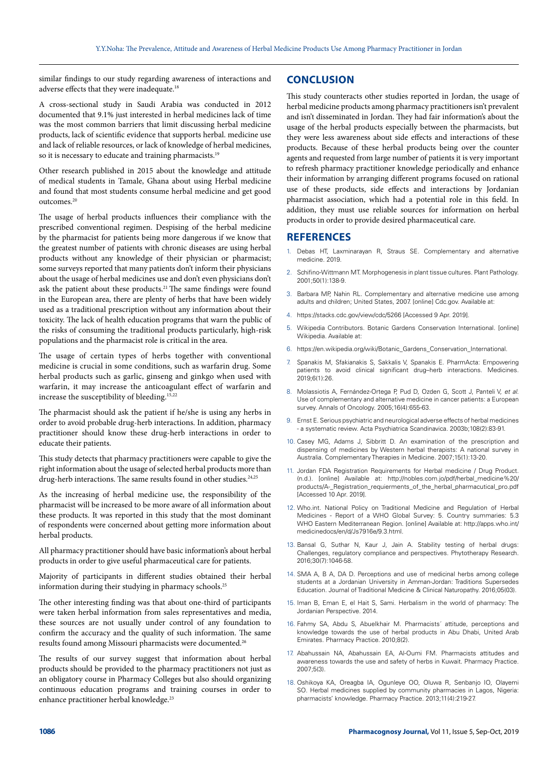similar findings to our study regarding awareness of interactions and adverse effects that they were inadequate.[18]

A cross-sectional study in Saudi Arabia was conducted in 2012 documented that 9.1% just interested in herbal medicines lack of time was the most common barriers that limit discussing herbal medicine products, lack of scientific evidence that supports herbal. medicine use and lack of reliable resources, or lack of knowledge of herbal medicines, so it is necessary to educate and training pharmacists.[19]

Other research published in 2015 about the knowledge and attitude of medical students in Tamale, Ghana about using Herbal medicine and found that most students consume herbal medicine and get good outcomes.[20]

The usage of herbal products influences their compliance with the prescribed conventional regimen. Despising of the herbal medicine by the pharmacist for patients being more dangerous if we know that the greatest number of patients with chronic diseases are using herbal products without any knowledge of their physician or pharmacist; some surveys reported that many patients don't inform their physicians about the usage of herbal medicines use and don't even physicians don't ask the patient about these products.[21] The same findings were found in the European area, there are plenty of herbs that have been widely used as a traditional prescription without any information about their toxicity. The lack of health education programs that warn the public of the risks of consuming the traditional products particularly, high-risk populations and the pharmacist role is critical in the area.

The usage of certain types of herbs together with conventional medicine is crucial in some conditions, such as warfarin drug. Some herbal products such as garlic, ginseng and ginkgo when used with warfarin, it may increase the anticoagulant effect of warfarin and increase the susceptibility of bleeding.[15,22]

The pharmacist should ask the patient if he/she is using any herbs in order to avoid probable drug-herb interactions. In addition, pharmacy practitioner should know these drug-herb interactions in order to educate their patients.

This study detects that pharmacy practitioners were capable to give the right information about the usage of selected herbal products more than drug-herb interactions. The same results found in other studies.[24,25]

As the increasing of herbal medicine use, the responsibility of the pharmacist will be increased to be more aware of all information about these products. It was reported in this study that the most dominant of respondents were concerned about getting more information about herbal products.

All pharmacy practitioner should have basic information's about herbal products in order to give useful pharmaceutical care for patients.

Majority of participants in different studies obtained their herbal information during their studying in pharmacy schools.[25]

The other interesting finding was that about one-third of participants were taken herbal information from sales representatives and media, these sources are not usually under control of any foundation to confirm the accuracy and the quality of such information. The same results found among Missouri pharmacists were documented.[26]

The results of our survey suggest that information about herbal products should be provided to the pharmacy practitioners not just as an obligatory course in Pharmacy Colleges but also should organizing continuous education programs and training courses in order to enhance practitioner herbal knowledge.[23]

## CONCLUSION

This study counteracts other studies reported in Jordan, the usage of herbal medicine products among pharmacy practitioners isn't prevalent and isn't disseminated in Jordan. They had fair information's about the usage of the herbal products especially between the pharmacists, but they were less awareness about side effects and interactions of these products. Because of these herbal products being over the counter agents and requested from large number of patients it is very important to refresh pharmacy practitioner knowledge periodically and enhance their information by arranging different programs focused on rational use of these products, side effects and interactions by Jordanian pharmacist association, which had a potential role in this field. In addition, they must use reliable sources for information on herbal products in order to provide desired pharmaceutical care.

## REFERENCES

1. Debas HT, Laxminarayan R, Straus SE. Complementary and alternative medicine. 2019.
2. Schifino-Wittmann MT. Morphogenesis in plant tissue cultures. Plant Pathology. 2001;50(1):138-9.
3. Barbara MP, Nahin RL. Complementary and alternative medicine use among adults and children; United States, 2007. [online] Cdc.gov. Available at:
4. https://stacks.cdc.gov/view/cdc/5266 [Accessed 9 Apr. 2019].
5. Wikipedia Contributors. Botanic Gardens Conservation International. [online] Wikipedia. Available at:
6. https://en.wikipedia.org/wiki/Botanic_Gardens_Conservation_International.
7. Spanakis M, Sfakianakis S, Sakkalis V, Spanakis E. PharmActa: Empowering patients to avoid clinical significant drug–herb interactions. Medicines. 2019;6(1):26.
8. Molassiotis A, Fernández-Ortega P, Pud D, Ozden G, Scott J, Panteli V, *et al.* Use of complementary and alternative medicine in cancer patients: a European survey. Annals of Oncology. 2005;16(4):655-63.
9. Ernst E. Serious psychiatric and neurological adverse effects of herbal medicines - a systematic review. Acta Psychiatrica Scandinavica. 2003b;108(2):83-91.
10. Casey MG, Adams J, Sibbritt D. An examination of the prescription and dispensing of medicines by Western herbal therapists: A national survey in Australia. Complementary Therapies in Medicine. 2007;15(1):13-20.
11. Jordan FDA Registration Requirements for Herbal medicine / Drug Product. (n.d.). [online] Available at: http://nobles.com.jo/pdf/herbal_medicine%20/products/A-_Registration_requierments_of_the_herbal_pharmaceutical_pro.pdf [Accessed 10 Apr. 2019].
12. Who.int. National Policy on Traditional Medicine and Regulation of Herbal Medicines - Report of a WHO Global Survey: 5. Country summaries: 5.3 WHO Eastern Mediterranean Region. [online] Available at: http://apps.who.int/medicinedocs/en/d/Js7916e/9.3.html.
13. Bansal G, Suthar N, Kaur J, Jain A. Stability testing of herbal drugs: Challenges, regulatory compliance and perspectives. Phytotherapy Research. 2016;30(7):1046-58.
14. SMA A, B A, DA D. Perceptions and use of medicinal herbs among college students at a Jordanian University in Amman-Jordan: Traditions Supersedes Education. Journal of Traditional Medicine & Clinical Naturopathy. 2016;05(03).
15. Iman B, Eman E, el Hait S, Sami. Herbalism in the world of pharmacy: The Jordanian Perspective. 2014.
16. Fahmy SA, Abdu S, Abuelkhair M. Pharmacists´ attitude, perceptions and knowledge towards the use of herbal products in Abu Dhabi, United Arab Emirates. Pharmacy Practice. 2010;8(2).
17. Abahussain NA, Abahussain EA, Al-Oumi FM. Pharmacists attitudes and awareness towards the use and safety of herbs in Kuwait. Pharmacy Practice. 2007;5(3).
18. Oshikoya KA, Oreagba IA, Ogunleye OO, Oluwa R, Senbanjo IO, Olayemi SO. Herbal medicines supplied by community pharmacies in Lagos, Nigeria: pharmacists' knowledge. Pharmacy Practice. 2013;11(4):219-27.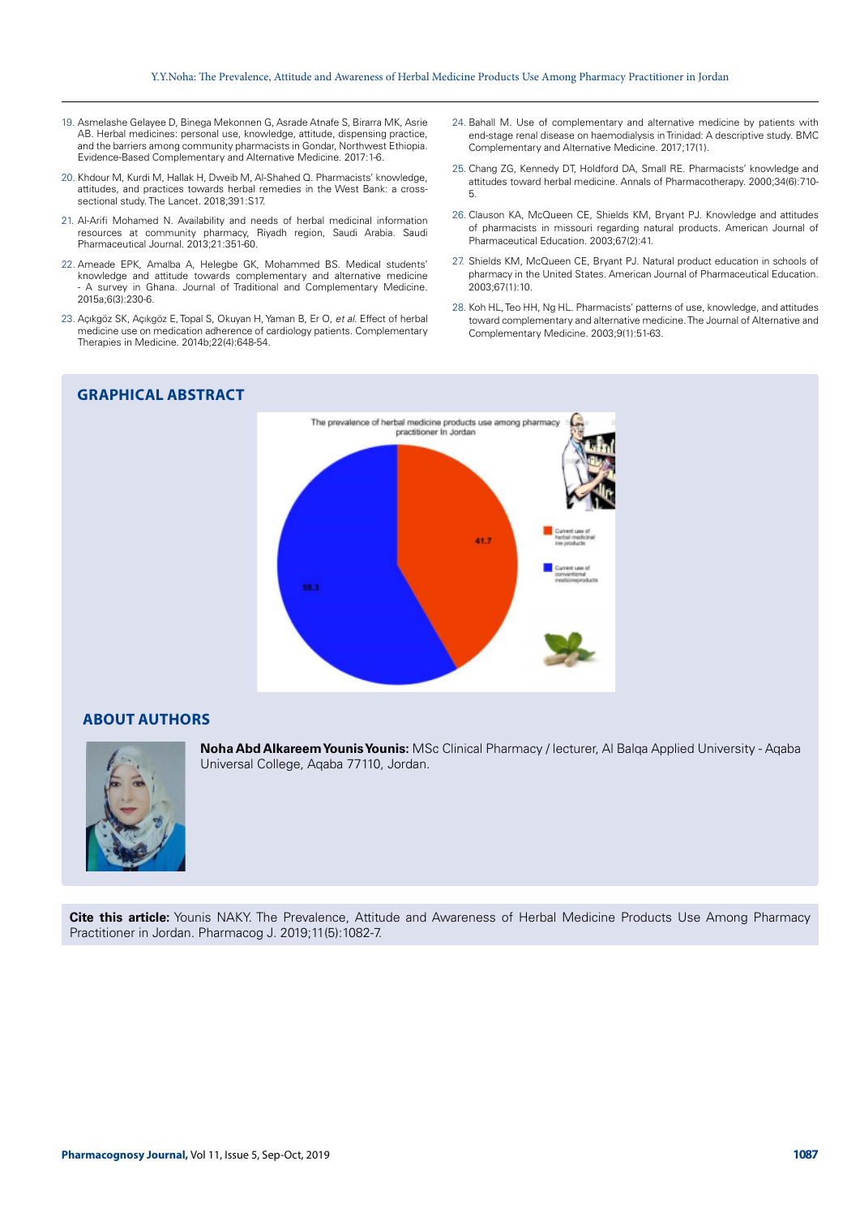19. Asmelashe Gelayee D, Binega Mekonnen G, Asrade Atnafe S, Birarra MK, Asrie AB. Herbal medicines: personal use, knowledge, attitude, dispensing practice, and the barriers among community pharmacists in Gondar, Northwest Ethiopia. Evidence-Based Complementary and Alternative Medicine. 2017:1-6.
20. Khdour M, Kurdi M, Hallak H, Dweib M, Al-Shahed Q. Pharmacists' knowledge, attitudes, and practices towards herbal remedies in the West Bank: a cross-sectional study. The Lancet. 2018;391:S17.
21. Al-Arifi Mohamed N. Availability and needs of herbal medicinal information resources at community pharmacy, Riyadh region, Saudi Arabia. Saudi Pharmaceutical Journal. 2013;21:351-60.
22. Ameade EPK, Amalba A, Helegbe GK, Mohammed BS. Medical students' knowledge and attitude towards complementary and alternative medicine - A survey in Ghana. Journal of Traditional and Complementary Medicine. 2015a;6(3):230-6.
23. Açıkgöz SK, Açıkgöz E, Topal S, Okuyan H, Yaman B, Er O, *et al.* Effect of herbal medicine use on medication adherence of cardiology patients. Complementary Therapies in Medicine. 2014b;22(4):648-54.
24. Bahall M. Use of complementary and alternative medicine by patients with end-stage renal disease on haemodialysis in Trinidad: A descriptive study. BMC Complementary and Alternative Medicine. 2017;17(1).
25. Chang ZG, Kennedy DT, Holdford DA, Small RE. Pharmacists' knowledge and attitudes toward herbal medicine. Annals of Pharmacotherapy. 2000;34(6):710-5.
26. Clauson KA, McQueen CE, Shields KM, Bryant PJ. Knowledge and attitudes of pharmacists in missouri regarding natural products. American Journal of Pharmaceutical Education. 2003;67(2):41.
27. Shields KM, McQueen CE, Bryant PJ. Natural product education in schools of pharmacy in the United States. American Journal of Pharmaceutical Education. 2003;67(1):10.
28. Koh HL, Teo HH, Ng HL. Pharmacists' patterns of use, knowledge, and attitudes toward complementary and alternative medicine. The Journal of Alternative and Complementary Medicine. 2003;9(1):51-63.

## GRAPHICAL ABSTRACT

The prevalence of herbal medicine products use among pharmacy practitioner In Jordan

41.7

58.3

Current use of herbal medicine products

Current use of conventional medicineproducts

## ABOUT AUTHORS

**Noha Abd Alkareem Younis Younis:** MSc Clinical Pharmacy / lecturer, Al Balqa Applied University - Aqaba Universal College, Aqaba 77110, Jordan.

**Cite this article:** Younis NAKY. The Prevalence, Attitude and Awareness of Herbal Medicine Products Use Among Pharmacy Practitioner in Jordan. Pharmacog J. 2019;11(5):1082-7.